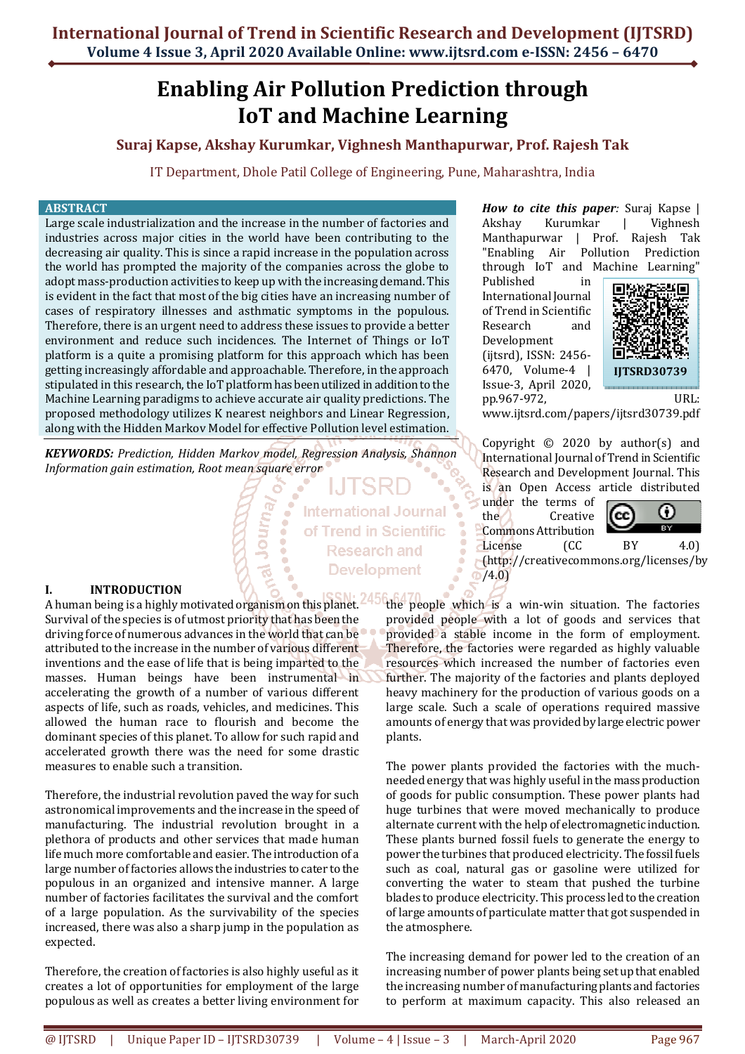# Enabling Air Pollution Prediction through IoT and Machine Learning

**Suraj Kapse, Akshay Kurumkar, Vighnesh Manthapurwar, Prof. Rajesh Tak**

IT Department, Dhole Patil College of Engineering, Pune, Maharashtra, India

## ABSTRACT

Large scale industrialization and the increase in the number of factories and industries across major cities in the world have been contributing to the decreasing air quality. This is since a rapid increase in the population across the world has prompted the majority of the companies across the globe to adopt mass-production activities to keep up with the increasing demand. This is evident in the fact that most of the big cities have an increasing number of cases of respiratory illnesses and asthmatic symptoms in the populous. Therefore, there is an urgent need to address these issues to provide a better environment and reduce such incidences. The Internet of Things or IoT platform is a quite a promising platform for this approach which has been getting increasingly affordable and approachable. Therefore, in the approach stipulated in this research, the IoT platform has been utilized in addition to the Machine Learning paradigms to achieve accurate air quality predictions. The proposed methodology utilizes K nearest neighbors and Linear Regression, along with the Hidden Markov Model for effective Pollution level estimation.

***KEYWORDS:*** *Prediction, Hidden Markov model, Regression Analysis, Shannon Information gain estimation, Root mean square error*

***How to cite this paper:*** Suraj Kapse | Akshay Kurumkar | Vighnesh Manthapurwar | Prof. Rajesh Tak "Enabling Air Pollution Prediction through IoT and Machine Learning" Published in International Journal of Trend in Scientific Research and Development (ijtsrd), ISSN: 2456-6470, Volume-4 | Issue-3, April 2020, pp.967-972, URL: www.ijtsrd.com/papers/ijtsrd30739.pdf

IJTSRD30739

Copyright © 2020 by author(s) and International Journal of Trend in Scientific Research and Development Journal. This is an Open Access article distributed under the terms of the Creative Commons Attribution License (CC BY 4.0) (http://creativecommons.org/licenses/by/4.0)

## I. INTRODUCTION

A human being is a highly motivated organism on this planet. Survival of the species is of utmost priority that has been the driving force of numerous advances in the world that can be attributed to the increase in the number of various different inventions and the ease of life that is being imparted to the masses. Human beings have been instrumental in accelerating the growth of a number of various different aspects of life, such as roads, vehicles, and medicines. This allowed the human race to flourish and become the dominant species of this planet. To allow for such rapid and accelerated growth there was the need for some drastic measures to enable such a transition.

Therefore, the industrial revolution paved the way for such astronomical improvements and the increase in the speed of manufacturing. The industrial revolution brought in a plethora of products and other services that made human life much more comfortable and easier. The introduction of a large number of factories allows the industries to cater to the populous in an organized and intensive manner. A large number of factories facilitates the survival and the comfort of a large population. As the survivability of the species increased, there was also a sharp jump in the population as expected.

Therefore, the creation of factories is also highly useful as it creates a lot of opportunities for employment of the large populous as well as creates a better living environment for the people which is a win-win situation. The factories provided people with a lot of goods and services that provided a stable income in the form of employment. Therefore, the factories were regarded as highly valuable resources which increased the number of factories even further. The majority of the factories and plants deployed heavy machinery for the production of various goods on a large scale. Such a scale of operations required massive amounts of energy that was provided by large electric power plants.

The power plants provided the factories with the much-needed energy that was highly useful in the mass production of goods for public consumption. These power plants had huge turbines that were moved mechanically to produce alternate current with the help of electromagnetic induction. These plants burned fossil fuels to generate the energy to power the turbines that produced electricity. The fossil fuels such as coal, natural gas or gasoline were utilized for converting the water to steam that pushed the turbine blades to produce electricity. This process led to the creation of large amounts of particulate matter that got suspended in the atmosphere.

The increasing demand for power led to the creation of an increasing number of power plants being set up that enabled the increasing number of manufacturing plants and factories to perform at maximum capacity. This also released an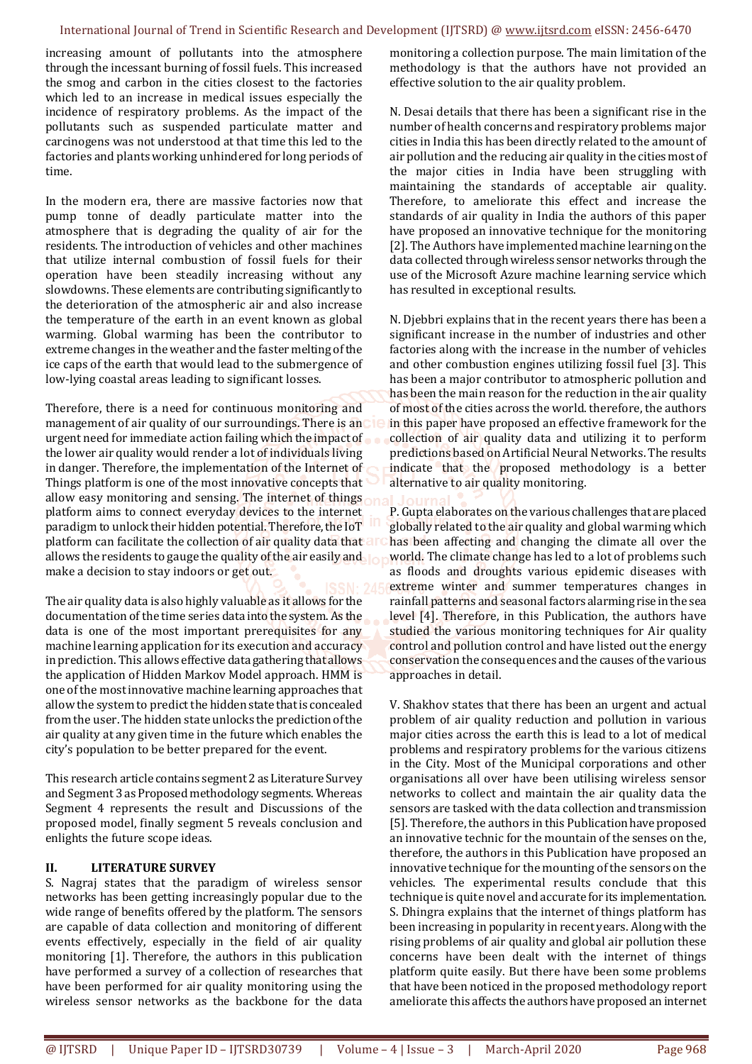increasing amount of pollutants into the atmosphere through the incessant burning of fossil fuels. This increased the smog and carbon in the cities closest to the factories which led to an increase in medical issues especially the incidence of respiratory problems. As the impact of the pollutants such as suspended particulate matter and carcinogens was not understood at that time this led to the factories and plants working unhindered for long periods of time.

In the modern era, there are massive factories now that pump tonne of deadly particulate matter into the atmosphere that is degrading the quality of air for the residents. The introduction of vehicles and other machines that utilize internal combustion of fossil fuels for their operation have been steadily increasing without any slowdowns. These elements are contributing significantly to the deterioration of the atmospheric air and also increase the temperature of the earth in an event known as global warming. Global warming has been the contributor to extreme changes in the weather and the faster melting of the ice caps of the earth that would lead to the submergence of low-lying coastal areas leading to significant losses.

Therefore, there is a need for continuous monitoring and management of air quality of our surroundings. There is an urgent need for immediate action failing which the impact of the lower air quality would render a lot of individuals living in danger. Therefore, the implementation of the Internet of Things platform is one of the most innovative concepts that allow easy monitoring and sensing. The internet of things platform aims to connect everyday devices to the internet paradigm to unlock their hidden potential. Therefore, the IoT platform can facilitate the collection of air quality data that allows the residents to gauge the quality of the air easily and make a decision to stay indoors or get out.

The air quality data is also highly valuable as it allows for the documentation of the time series data into the system. As the data is one of the most important prerequisites for any machine learning application for its execution and accuracy in prediction. This allows effective data gathering that allows the application of Hidden Markov Model approach. HMM is one of the most innovative machine learning approaches that allow the system to predict the hidden state that is concealed from the user. The hidden state unlocks the prediction of the air quality at any given time in the future which enables the city's population to be better prepared for the event.

This research article contains segment 2 as Literature Survey and Segment 3 as Proposed methodology segments. Whereas Segment 4 represents the result and Discussions of the proposed model, finally segment 5 reveals conclusion and enlights the future scope ideas.

## II. LITERATURE SURVEY

S. Nagraj states that the paradigm of wireless sensor networks has been getting increasingly popular due to the wide range of benefits offered by the platform. The sensors are capable of data collection and monitoring of different events effectively, especially in the field of air quality monitoring [1]. Therefore, the authors in this publication have performed a survey of a collection of researches that have been performed for air quality monitoring using the wireless sensor networks as the backbone for the data monitoring a collection purpose. The main limitation of the methodology is that the authors have not provided an effective solution to the air quality problem.

N. Desai details that there has been a significant rise in the number of health concerns and respiratory problems major cities in India this has been directly related to the amount of air pollution and the reducing air quality in the cities most of the major cities in India have been struggling with maintaining the standards of acceptable air quality. Therefore, to ameliorate this effect and increase the standards of air quality in India the authors of this paper have proposed an innovative technique for the monitoring [2]. The Authors have implemented machine learning on the data collected through wireless sensor networks through the use of the Microsoft Azure machine learning service which has resulted in exceptional results.

N. Djebbri explains that in the recent years there has been a significant increase in the number of industries and other factories along with the increase in the number of vehicles and other combustion engines utilizing fossil fuel [3]. This has been a major contributor to atmospheric pollution and has been the main reason for the reduction in the air quality of most of the cities across the world. therefore, the authors in this paper have proposed an effective framework for the collection of air quality data and utilizing it to perform predictions based on Artificial Neural Networks. The results indicate that the proposed methodology is a better alternative to air quality monitoring.

P. Gupta elaborates on the various challenges that are placed globally related to the air quality and global warming which has been affecting and changing the climate all over the world. The climate change has led to a lot of problems such as floods and droughts various epidemic diseases with extreme winter and summer temperatures changes in rainfall patterns and seasonal factors alarming rise in the sea level [4]. Therefore, in this Publication, the authors have studied the various monitoring techniques for Air quality control and pollution control and have listed out the energy conservation the consequences and the causes of the various approaches in detail.

V. Shakhov states that there has been an urgent and actual problem of air quality reduction and pollution in various major cities across the earth this is lead to a lot of medical problems and respiratory problems for the various citizens in the City. Most of the Municipal corporations and other organisations all over have been utilising wireless sensor networks to collect and maintain the air quality data the sensors are tasked with the data collection and transmission [5]. Therefore, the authors in this Publication have proposed an innovative technic for the mountain of the senses on the, therefore, the authors in this Publication have proposed an innovative technique for the mounting of the sensors on the vehicles. The experimental results conclude that this technique is quite novel and accurate for its implementation. S. Dhingra explains that the internet of things platform has been increasing in popularity in recent years. Along with the rising problems of air quality and global air pollution these concerns have been dealt with the internet of things platform quite easily. But there have been some problems that have been noticed in the proposed methodology report ameliorate this affects the authors have proposed an internet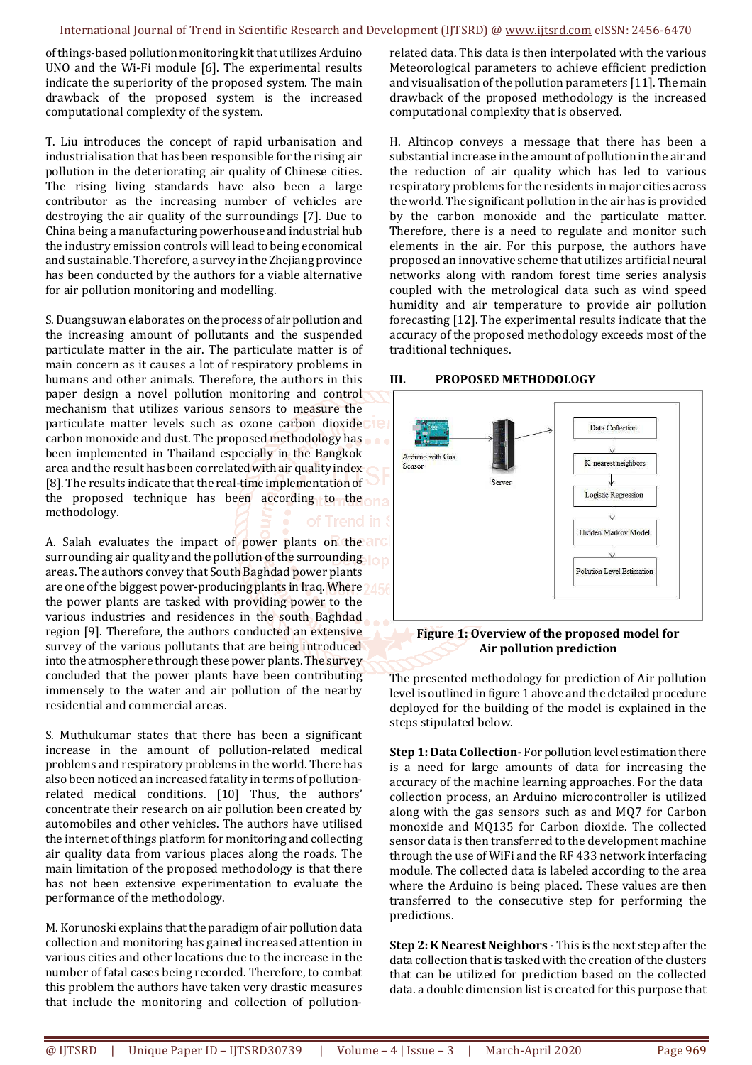of things-based pollution monitoring kit that utilizes Arduino UNO and the Wi-Fi module [6]. The experimental results indicate the superiority of the proposed system. The main drawback of the proposed system is the increased computational complexity of the system.

T. Liu introduces the concept of rapid urbanisation and industrialisation that has been responsible for the rising air pollution in the deteriorating air quality of Chinese cities. The rising living standards have also been a large contributor as the increasing number of vehicles are destroying the air quality of the surroundings [7]. Due to China being a manufacturing powerhouse and industrial hub the industry emission controls will lead to being economical and sustainable. Therefore, a survey in the Zhejiang province has been conducted by the authors for a viable alternative for air pollution monitoring and modelling.

S. Duangsuwan elaborates on the process of air pollution and the increasing amount of pollutants and the suspended particulate matter in the air. The particulate matter is of main concern as it causes a lot of respiratory problems in humans and other animals. Therefore, the authors in this paper design a novel pollution monitoring and control mechanism that utilizes various sensors to measure the particulate matter levels such as ozone carbon dioxide carbon monoxide and dust. The proposed methodology has been implemented in Thailand especially in the Bangkok area and the result has been correlated with air quality index [8]. The results indicate that the real-time implementation of the proposed technique has been according to the methodology.

A. Salah evaluates the impact of power plants on the surrounding air quality and the pollution of the surrounding areas. The authors convey that South Baghdad power plants are one of the biggest power-producing plants in Iraq. Where the power plants are tasked with providing power to the various industries and residences in the south Baghdad region [9]. Therefore, the authors conducted an extensive survey of the various pollutants that are being introduced into the atmosphere through these power plants. The survey concluded that the power plants have been contributing immensely to the water and air pollution of the nearby residential and commercial areas.

S. Muthukumar states that there has been a significant increase in the amount of pollution-related medical problems and respiratory problems in the world. There has also been noticed an increased fatality in terms of pollution-related medical conditions. [10] Thus, the authors' concentrate their research on air pollution been created by automobiles and other vehicles. The authors have utilised the internet of things platform for monitoring and collecting air quality data from various places along the roads. The main limitation of the proposed methodology is that there has not been extensive experimentation to evaluate the performance of the methodology.

M. Korunoski explains that the paradigm of air pollution data collection and monitoring has gained increased attention in various cities and other locations due to the increase in the number of fatal cases being recorded. Therefore, to combat this problem the authors have taken very drastic measures that include the monitoring and collection of pollution-related data. This data is then interpolated with the various Meteorological parameters to achieve efficient prediction and visualisation of the pollution parameters [11]. The main drawback of the proposed methodology is the increased computational complexity that is observed.

H. Altincop conveys a message that there has been a substantial increase in the amount of pollution in the air and the reduction of air quality which has led to various respiratory problems for the residents in major cities across the world. The significant pollution in the air has is provided by the carbon monoxide and the particulate matter. Therefore, there is a need to regulate and monitor such elements in the air. For this purpose, the authors have proposed an innovative scheme that utilizes artificial neural networks along with random forest time series analysis coupled with the metrological data such as wind speed humidity and air temperature to provide air pollution forecasting [12]. The experimental results indicate that the accuracy of the proposed methodology exceeds most of the traditional techniques.

## III. PROPOSED METHODOLOGY

Arduino with Gas Sensor → Server → Data Collection → K-nearest neighbors → Logistic Regression → Hidden Markov Model → Pollution Level Estimation

**Figure 1: Overview of the proposed model for Air pollution prediction**

The presented methodology for prediction of Air pollution level is outlined in figure 1 above and the detailed procedure deployed for the building of the model is explained in the steps stipulated below.

**Step 1: Data Collection-** For pollution level estimation there is a need for large amounts of data for increasing the accuracy of the machine learning approaches. For the data collection process, an Arduino microcontroller is utilized along with the gas sensors such as and MQ7 for Carbon monoxide and MQ135 for Carbon dioxide. The collected sensor data is then transferred to the development machine through the use of WiFi and the RF 433 network interfacing module. The collected data is labeled according to the area where the Arduino is being placed. These values are then transferred to the consecutive step for performing the predictions.

**Step 2: K Nearest Neighbors -** This is the next step after the data collection that is tasked with the creation of the clusters that can be utilized for prediction based on the collected data. a double dimension list is created for this purpose that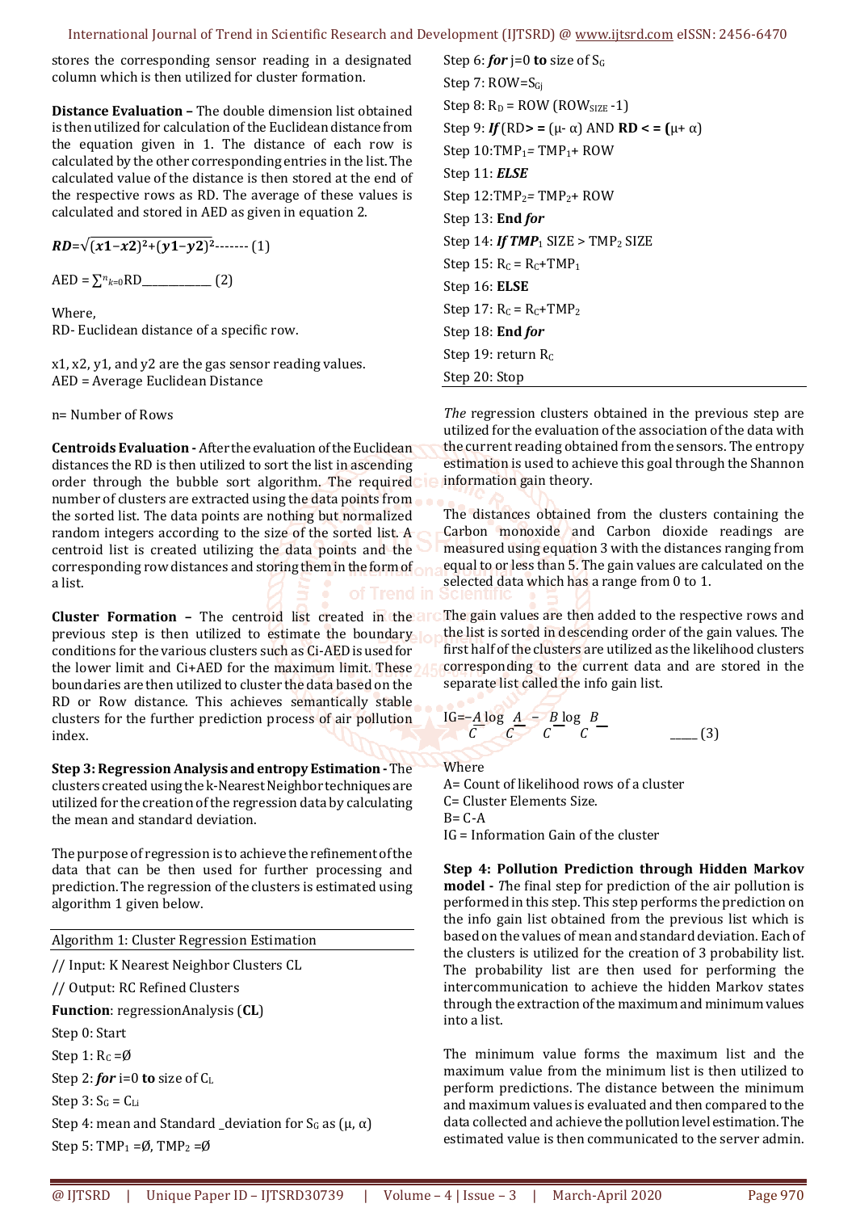stores the corresponding sensor reading in a designated column which is then utilized for cluster formation.

**Distance Evaluation –** The double dimension list obtained is then utilized for calculation of the Euclidean distance from the equation given in 1. The distance of each row is calculated by the other corresponding entries in the list. The calculated value of the distance is then stored at the end of the respective rows as RD. The average of these values is calculated and stored in AED as given in equation 2.

$$RD=\sqrt{(x1-x2)^2+(y1-y2)^2} \quad (1)$$

$$AED = \sum_{k=0}^{n} RD \quad (2)$$

Where,
RD- Euclidean distance of a specific row.

x1, x2, y1, and y2 are the gas sensor reading values.
AED = Average Euclidean Distance

n= Number of Rows

**Centroids Evaluation -** After the evaluation of the Euclidean distances the RD is then utilized to sort the list in ascending order through the bubble sort algorithm. The required number of clusters are extracted using the data points from the sorted list. The data points are nothing but normalized random integers according to the size of the sorted list. A centroid list is created utilizing the data points and the corresponding row distances and storing them in the form of a list.

**Cluster Formation –** The centroid list created in the previous step is then utilized to estimate the boundary conditions for the various clusters such as Ci-AED is used for the lower limit and Ci+AED for the maximum limit. These boundaries are then utilized to cluster the data based on the RD or Row distance. This achieves semantically stable clusters for the further prediction process of air pollution index.

**Step 3: Regression Analysis and entropy Estimation -** The clusters created using the k-Nearest Neighbor techniques are utilized for the creation of the regression data by calculating the mean and standard deviation.

The purpose of regression is to achieve the refinement of the data that can be then used for further processing and prediction. The regression of the clusters is estimated using algorithm 1 given below.

Algorithm 1: Cluster Regression Estimation

// Input: K Nearest Neighbor Clusters CL

// Output: RC Refined Clusters

**Function**: regressionAnalysis (**CL**)

Step 0: Start

Step 1: $R_C = Ø$

Step 2: ***for*** i=0 **to** size of $C_L$

Step 3: $S_G = C_{Li}$

Step 4: mean and Standard _deviation for $S_G$ as (μ, α)

Step 5: $TMP_1 = Ø$, $TMP_2 = Ø$

Step 6: ***for*** j=0 **to** size of $S_G$

Step 7: ROW=$S_{Gj}$

Step 8: $R_D$ = ROW ($ROW_{SIZE}$ -1)

Step 9: ***If*** (RD **> =** (μ- α) AND **RD < = (**μ+ α)

Step 10: $TMP_1 = TMP_1$+ ROW

Step 11: ***ELSE***

Step 12: $TMP_2 = TMP_2$+ ROW

Step 13: **End *for***

Step 14: ***If TMP***$_1$ SIZE > $TMP_2$ SIZE

Step 15: $R_C = R_C+TMP_1$

Step 16: **ELSE**

Step 17: $R_C = R_C+TMP_2$

Step 18: **End *for***

Step 19: return $R_C$

Step 20: Stop

*The* regression clusters obtained in the previous step are utilized for the evaluation of the association of the data with the current reading obtained from the sensors. The entropy estimation is used to achieve this goal through the Shannon information gain theory.

The distances obtained from the clusters containing the Carbon monoxide and Carbon dioxide readings are measured using equation 3 with the distances ranging from equal to or less than 5. The gain values are calculated on the selected data which has a range from 0 to 1.

The gain values are then added to the respective rows and the list is sorted in descending order of the gain values. The first half of the clusters are utilized as the likelihood clusters corresponding to the current data and are stored in the separate list called the info gain list.

$$IG=-\frac{A}{C}\log\frac{A}{C}-\frac{B}{C}\log\frac{B}{C} \quad (3)$$

Where
A= Count of likelihood rows of a cluster
C= Cluster Elements Size.
B= C-A
IG = Information Gain of the cluster

**Step 4: Pollution Prediction through Hidden Markov model -** *T*he final step for prediction of the air pollution is performed in this step. This step performs the prediction on the info gain list obtained from the previous list which is based on the values of mean and standard deviation. Each of the clusters is utilized for the creation of 3 probability list. The probability list are then used for performing the intercommunication to achieve the hidden Markov states through the extraction of the maximum and minimum values into a list.

The minimum value forms the maximum list and the maximum value from the minimum list is then utilized to perform predictions. The distance between the minimum and maximum values is evaluated and then compared to the data collected and achieve the pollution level estimation. The estimated value is then communicated to the server admin.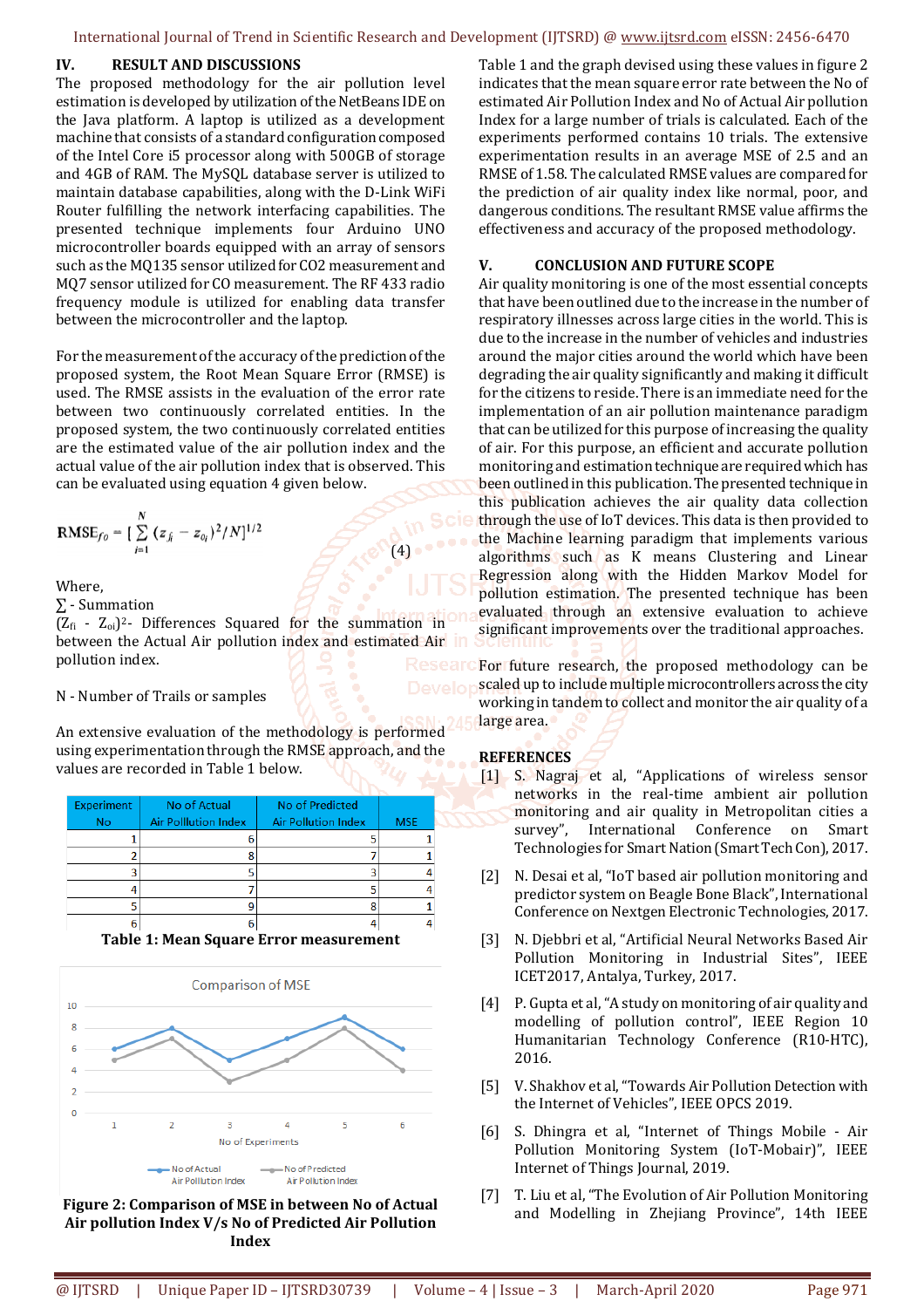## IV. RESULT AND DISCUSSIONS

The proposed methodology for the air pollution level estimation is developed by utilization of the NetBeans IDE on the Java platform. A laptop is utilized as a development machine that consists of a standard configuration composed of the Intel Core i5 processor along with 500GB of storage and 4GB of RAM. The MySQL database server is utilized to maintain database capabilities, along with the D-Link WiFi Router fulfilling the network interfacing capabilities. The presented technique implements four Arduino UNO microcontroller boards equipped with an array of sensors such as the MQ135 sensor utilized for CO2 measurement and MQ7 sensor utilized for CO measurement. The RF 433 radio frequency module is utilized for enabling data transfer between the microcontroller and the laptop.

For the measurement of the accuracy of the prediction of the proposed system, the Root Mean Square Error (RMSE) is used. The RMSE assists in the evaluation of the error rate between two continuously correlated entities. In the proposed system, the two continuously correlated entities are the estimated value of the air pollution index and the actual value of the air pollution index that is observed. This can be evaluated using equation 4 given below.

$$RMSE_{fo} = [\sum_{i=1}^{N} (z_{fi} - z_{oi})^2 / N]^{1/2} \quad (4)$$

Where,

$\sum$ - Summation

$(Z_{fi} - Z_{oi})^2$- Differences Squared for the summation in between the Actual Air pollution index and estimated Air pollution index.

N - Number of Trails or samples

An extensive evaluation of the methodology is performed using experimentation through the RMSE approach, and the values are recorded in Table 1 below.

| Experiment No | No of Actual Air Polllution Index | No of Predicted Air Pollution Index | MSE |
|---|---|---|---|
| 1 | 6 | 5 | 1 |
| 2 | 8 | 7 | 1 |
| 3 | 5 | 3 | 4 |
| 4 | 7 | 5 | 4 |
| 5 | 9 | 8 | 1 |
| 6 | 6 | 4 | 4 |

**Table 1: Mean Square Error measurement**

**Figure 2: Comparison of MSE in between No of Actual Air pollution Index V/s No of Predicted Air Pollution Index**

Table 1 and the graph devised using these values in figure 2 indicates that the mean square error rate between the No of estimated Air Pollution Index and No of Actual Air pollution Index for a large number of trials is calculated. Each of the experiments performed contains 10 trials. The extensive experimentation results in an average MSE of 2.5 and an RMSE of 1.58. The calculated RMSE values are compared for the prediction of air quality index like normal, poor, and dangerous conditions. The resultant RMSE value affirms the effectiveness and accuracy of the proposed methodology.

## V. CONCLUSION AND FUTURE SCOPE

Air quality monitoring is one of the most essential concepts that have been outlined due to the increase in the number of respiratory illnesses across large cities in the world. This is due to the increase in the number of vehicles and industries around the major cities around the world which have been degrading the air quality significantly and making it difficult for the citizens to reside. There is an immediate need for the implementation of an air pollution maintenance paradigm that can be utilized for this purpose of increasing the quality of air. For this purpose, an efficient and accurate pollution monitoring and estimation technique are required which has been outlined in this publication. The presented technique in this publication achieves the air quality data collection through the use of IoT devices. This data is then provided to the Machine learning paradigm that implements various algorithms such as K means Clustering and Linear Regression along with the Hidden Markov Model for pollution estimation. The presented technique has been evaluated through an extensive evaluation to achieve significant improvements over the traditional approaches.

For future research, the proposed methodology can be scaled up to include multiple microcontrollers across the city working in tandem to collect and monitor the air quality of a large area.

## REFERENCES

[1] S. Nagraj et al, "Applications of wireless sensor networks in the real-time ambient air pollution monitoring and air quality in Metropolitan cities a survey", International Conference on Smart Technologies for Smart Nation (SmartTechCon), 2017.

[2] N. Desai et al, "IoT based air pollution monitoring and predictor system on Beagle Bone Black", International Conference on Nextgen Electronic Technologies, 2017.

[3] N. Djebbri et al, "Artificial Neural Networks Based Air Pollution Monitoring in Industrial Sites", IEEE ICET2017, Antalya, Turkey, 2017.

[4] P. Gupta et al, "A study on monitoring of air quality and modelling of pollution control", IEEE Region 10 Humanitarian Technology Conference (R10-HTC), 2016.

[5] V. Shakhov et al, "Towards Air Pollution Detection with the Internet of Vehicles", IEEE OPCS 2019.

[6] S. Dhingra et al, "Internet of Things Mobile - Air Pollution Monitoring System (IoT-Mobair)", IEEE Internet of Things Journal, 2019.

[7] T. Liu et al, "The Evolution of Air Pollution Monitoring and Modelling in Zhejiang Province", 14th IEEE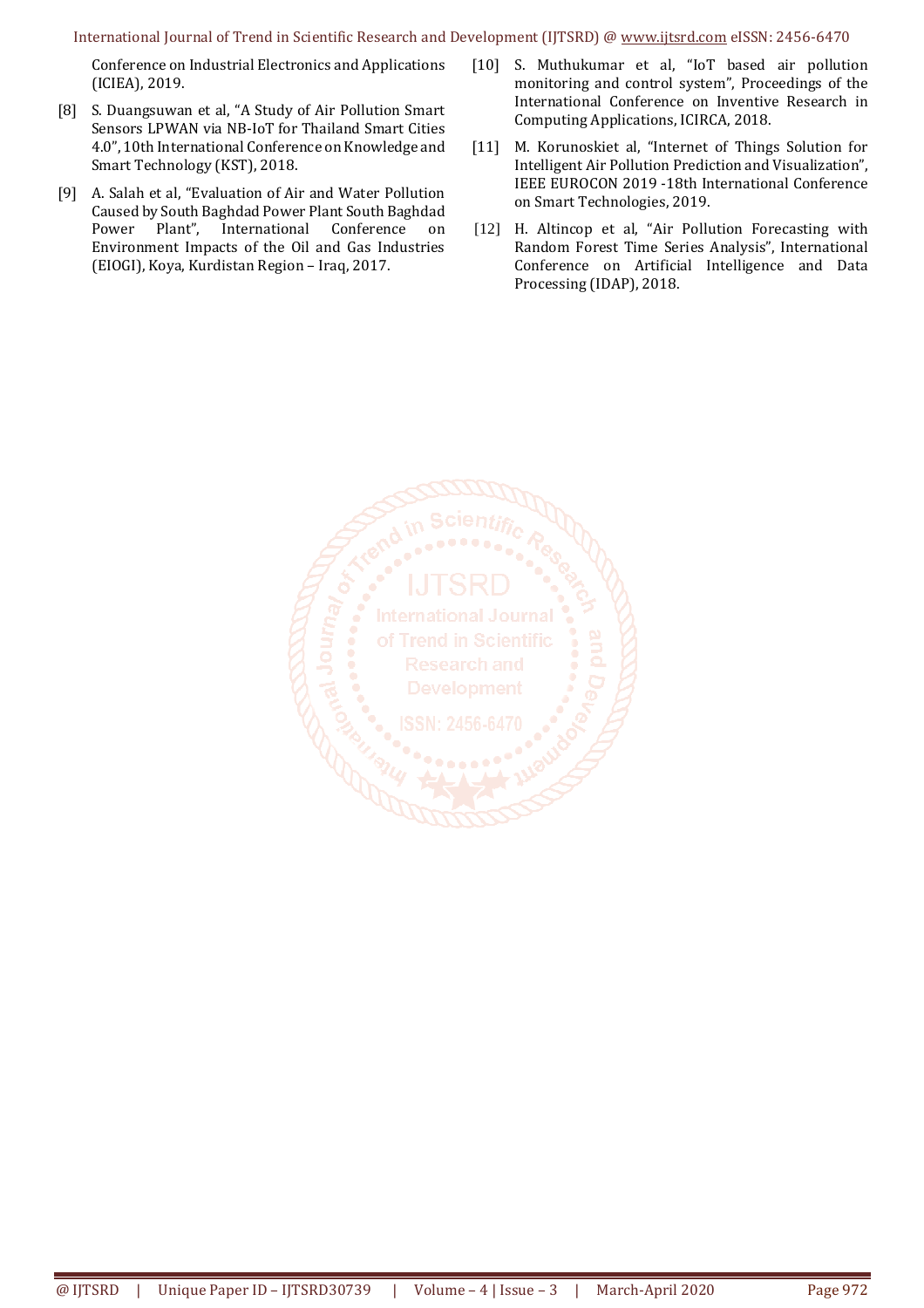Conference on Industrial Electronics and Applications (ICIEA), 2019.

[8] S. Duangsuwan et al, "A Study of Air Pollution Smart Sensors LPWAN via NB-IoT for Thailand Smart Cities 4.0", 10th International Conference on Knowledge and Smart Technology (KST), 2018.

[9] A. Salah et al, "Evaluation of Air and Water Pollution Caused by South Baghdad Power Plant South Baghdad Power Plant", International Conference on Environment Impacts of the Oil and Gas Industries (EIOGI), Koya, Kurdistan Region – Iraq, 2017.

[10] S. Muthukumar et al, "IoT based air pollution monitoring and control system", Proceedings of the International Conference on Inventive Research in Computing Applications, ICIRCA, 2018.

[11] M. Korunoskiet al, "Internet of Things Solution for Intelligent Air Pollution Prediction and Visualization", IEEE EUROCON 2019 -18th International Conference on Smart Technologies, 2019.

[12] H. Altincop et al, "Air Pollution Forecasting with Random Forest Time Series Analysis", International Conference on Artificial Intelligence and Data Processing (IDAP), 2018.